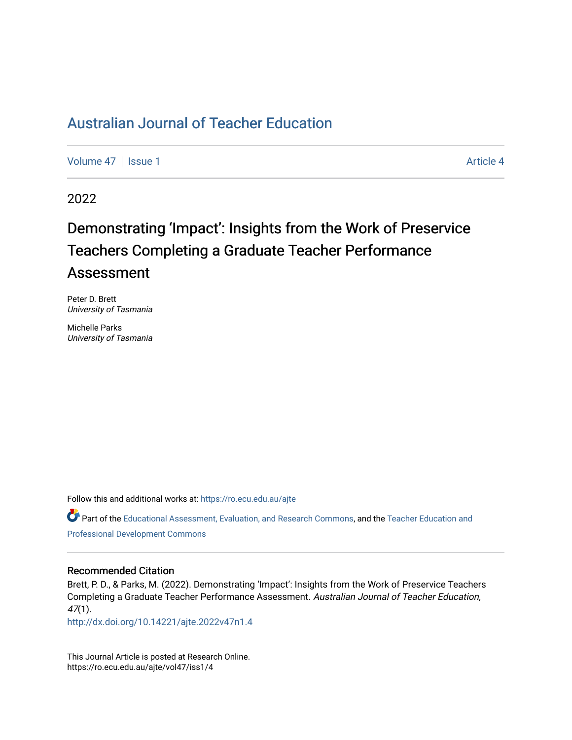# Australian Journal of Teacher Education

Volume 47 | Issue 1 Article 4

2022

## Demonstrating 'Impact': Insights from the Work of Preservice Teachers Completing a Graduate Teacher Performance Assessment

Peter D. Brett
*University of Tasmania*

Michelle Parks
*University of Tasmania*

Follow this and additional works at: https://ro.ecu.edu.au/ajte

Part of the Educational Assessment, Evaluation, and Research Commons, and the Teacher Education and Professional Development Commons

### Recommended Citation

Brett, P. D., & Parks, M. (2022). Demonstrating 'Impact': Insights from the Work of Preservice Teachers Completing a Graduate Teacher Performance Assessment. *Australian Journal of Teacher Education, 47*(1).
http://dx.doi.org/10.14221/ajte.2022v47n1.4

This Journal Article is posted at Research Online.
https://ro.ecu.edu.au/ajte/vol47/iss1/4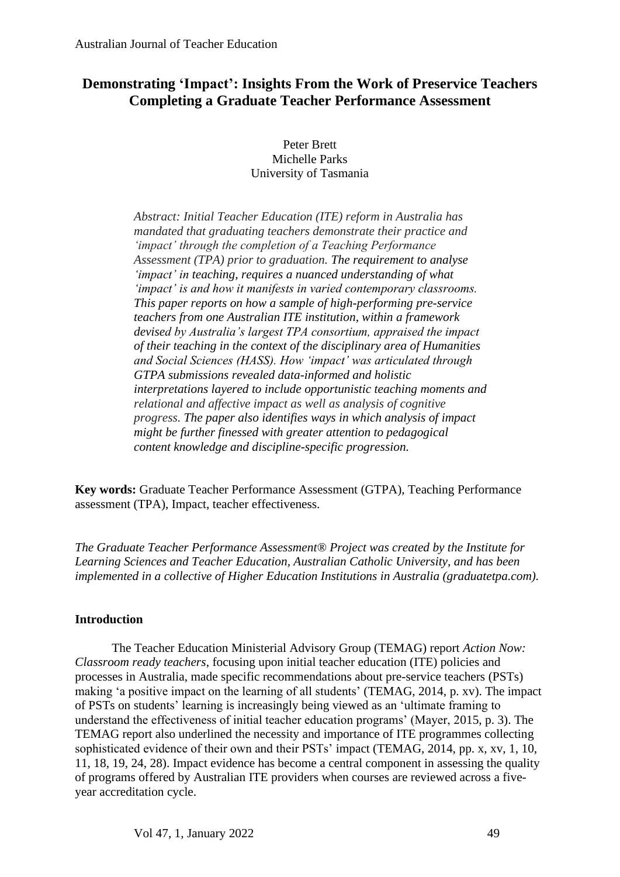# Demonstrating 'Impact': Insights From the Work of Preservice Teachers Completing a Graduate Teacher Performance Assessment

Peter Brett
Michelle Parks
University of Tasmania

*Abstract: Initial Teacher Education (ITE) reform in Australia has mandated that graduating teachers demonstrate their practice and 'impact' through the completion of a Teaching Performance Assessment (TPA) prior to graduation. The requirement to analyse 'impact' in teaching, requires a nuanced understanding of what 'impact' is and how it manifests in varied contemporary classrooms. This paper reports on how a sample of high-performing pre-service teachers from one Australian ITE institution, within a framework devised by Australia's largest TPA consortium, appraised the impact of their teaching in the context of the disciplinary area of Humanities and Social Sciences (HASS). How 'impact' was articulated through GTPA submissions revealed data-informed and holistic interpretations layered to include opportunistic teaching moments and relational and affective impact as well as analysis of cognitive progress. The paper also identifies ways in which analysis of impact might be further finessed with greater attention to pedagogical content knowledge and discipline-specific progression.*

**Key words:** Graduate Teacher Performance Assessment (GTPA), Teaching Performance assessment (TPA), Impact, teacher effectiveness.

*The Graduate Teacher Performance Assessment® Project was created by the Institute for Learning Sciences and Teacher Education, Australian Catholic University, and has been implemented in a collective of Higher Education Institutions in Australia (graduatetpa.com).*

## Introduction

The Teacher Education Ministerial Advisory Group (TEMAG) report *Action Now: Classroom ready teachers*, focusing upon initial teacher education (ITE) policies and processes in Australia, made specific recommendations about pre-service teachers (PSTs) making 'a positive impact on the learning of all students' (TEMAG, 2014, p. xv). The impact of PSTs on students' learning is increasingly being viewed as an 'ultimate framing to understand the effectiveness of initial teacher education programs' (Mayer, 2015, p. 3). The TEMAG report also underlined the necessity and importance of ITE programmes collecting sophisticated evidence of their own and their PSTs' impact (TEMAG, 2014, pp. x, xv, 1, 10, 11, 18, 19, 24, 28). Impact evidence has become a central component in assessing the quality of programs offered by Australian ITE providers when courses are reviewed across a five-year accreditation cycle.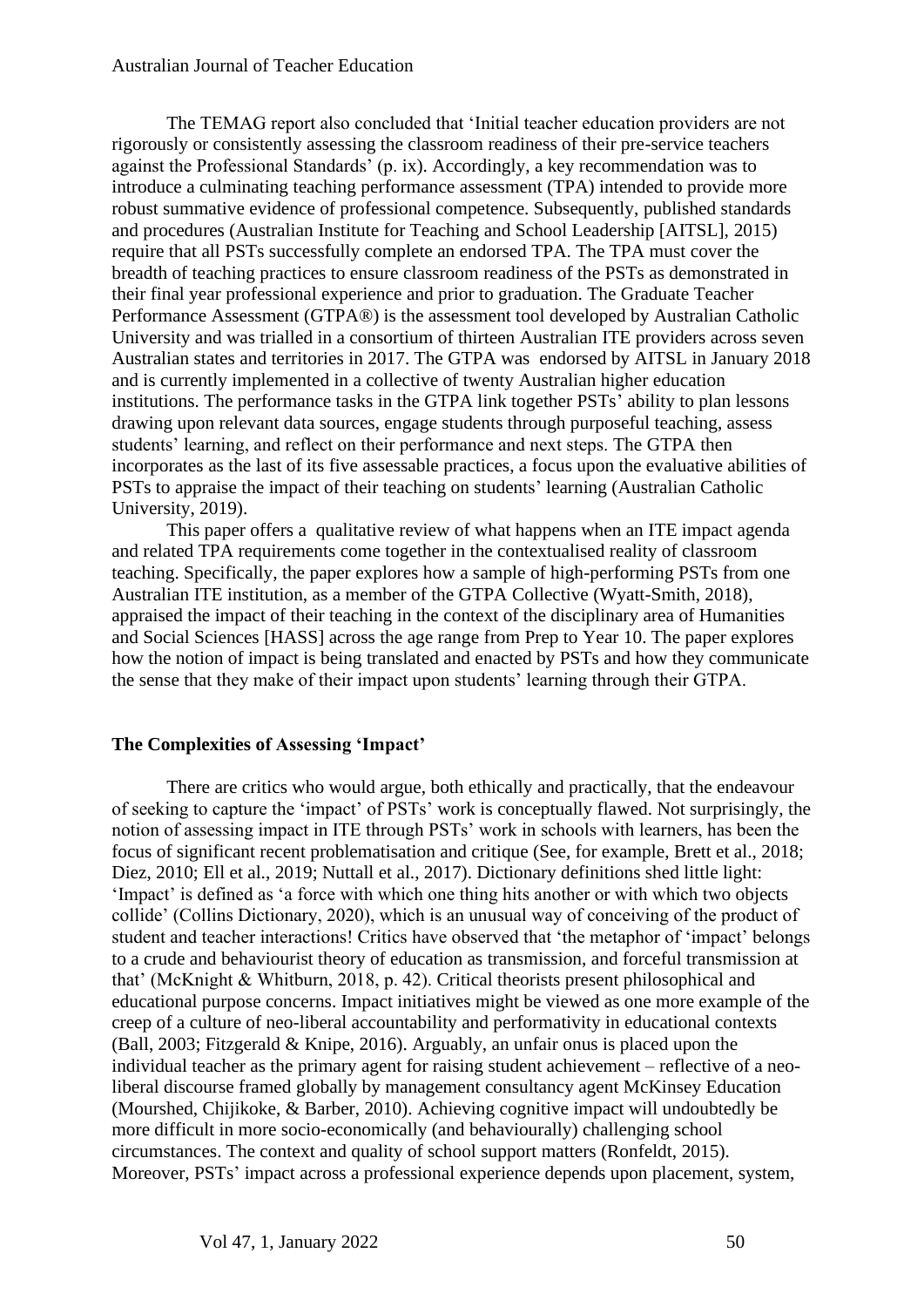The TEMAG report also concluded that 'Initial teacher education providers are not rigorously or consistently assessing the classroom readiness of their pre-service teachers against the Professional Standards' (p. ix). Accordingly, a key recommendation was to introduce a culminating teaching performance assessment (TPA) intended to provide more robust summative evidence of professional competence. Subsequently, published standards and procedures (Australian Institute for Teaching and School Leadership [AITSL], 2015) require that all PSTs successfully complete an endorsed TPA. The TPA must cover the breadth of teaching practices to ensure classroom readiness of the PSTs as demonstrated in their final year professional experience and prior to graduation. The Graduate Teacher Performance Assessment (GTPA®) is the assessment tool developed by Australian Catholic University and was trialled in a consortium of thirteen Australian ITE providers across seven Australian states and territories in 2017. The GTPA was endorsed by AITSL in January 2018 and is currently implemented in a collective of twenty Australian higher education institutions. The performance tasks in the GTPA link together PSTs' ability to plan lessons drawing upon relevant data sources, engage students through purposeful teaching, assess students' learning, and reflect on their performance and next steps. The GTPA then incorporates as the last of its five assessable practices, a focus upon the evaluative abilities of PSTs to appraise the impact of their teaching on students' learning (Australian Catholic University, 2019).

This paper offers a qualitative review of what happens when an ITE impact agenda and related TPA requirements come together in the contextualised reality of classroom teaching. Specifically, the paper explores how a sample of high-performing PSTs from one Australian ITE institution, as a member of the GTPA Collective (Wyatt-Smith, 2018), appraised the impact of their teaching in the context of the disciplinary area of Humanities and Social Sciences [HASS] across the age range from Prep to Year 10. The paper explores how the notion of impact is being translated and enacted by PSTs and how they communicate the sense that they make of their impact upon students' learning through their GTPA.

## The Complexities of Assessing 'Impact'

There are critics who would argue, both ethically and practically, that the endeavour of seeking to capture the 'impact' of PSTs' work is conceptually flawed. Not surprisingly, the notion of assessing impact in ITE through PSTs' work in schools with learners, has been the focus of significant recent problematisation and critique (See, for example, Brett et al., 2018; Diez, 2010; Ell et al., 2019; Nuttall et al., 2017). Dictionary definitions shed little light: 'Impact' is defined as 'a force with which one thing hits another or with which two objects collide' (Collins Dictionary, 2020), which is an unusual way of conceiving of the product of student and teacher interactions! Critics have observed that 'the metaphor of 'impact' belongs to a crude and behaviourist theory of education as transmission, and forceful transmission at that' (McKnight & Whitburn, 2018, p. 42). Critical theorists present philosophical and educational purpose concerns. Impact initiatives might be viewed as one more example of the creep of a culture of neo-liberal accountability and performativity in educational contexts (Ball, 2003; Fitzgerald & Knipe, 2016). Arguably, an unfair onus is placed upon the individual teacher as the primary agent for raising student achievement – reflective of a neo-liberal discourse framed globally by management consultancy agent McKinsey Education (Mourshed, Chijikoke, & Barber, 2010). Achieving cognitive impact will undoubtedly be more difficult in more socio-economically (and behaviourally) challenging school circumstances. The context and quality of school support matters (Ronfeldt, 2015). Moreover, PSTs' impact across a professional experience depends upon placement, system,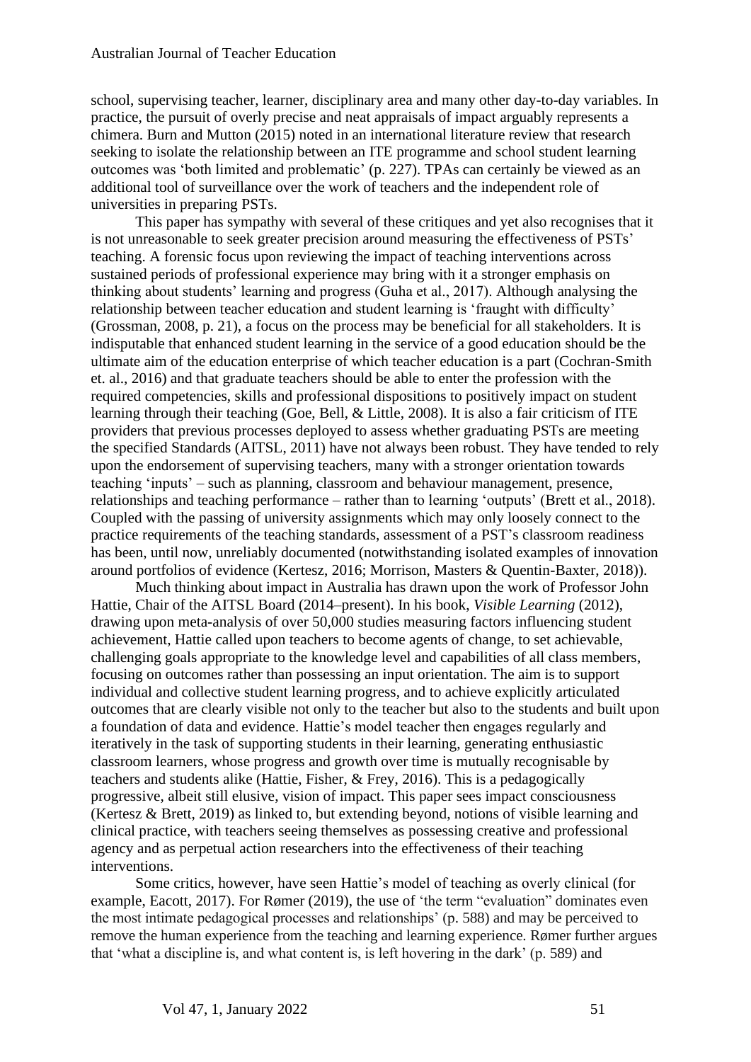school, supervising teacher, learner, disciplinary area and many other day-to-day variables. In practice, the pursuit of overly precise and neat appraisals of impact arguably represents a chimera. Burn and Mutton (2015) noted in an international literature review that research seeking to isolate the relationship between an ITE programme and school student learning outcomes was 'both limited and problematic' (p. 227). TPAs can certainly be viewed as an additional tool of surveillance over the work of teachers and the independent role of universities in preparing PSTs.

This paper has sympathy with several of these critiques and yet also recognises that it is not unreasonable to seek greater precision around measuring the effectiveness of PSTs' teaching. A forensic focus upon reviewing the impact of teaching interventions across sustained periods of professional experience may bring with it a stronger emphasis on thinking about students' learning and progress (Guha et al., 2017). Although analysing the relationship between teacher education and student learning is 'fraught with difficulty' (Grossman, 2008, p. 21), a focus on the process may be beneficial for all stakeholders. It is indisputable that enhanced student learning in the service of a good education should be the ultimate aim of the education enterprise of which teacher education is a part (Cochran-Smith et. al., 2016) and that graduate teachers should be able to enter the profession with the required competencies, skills and professional dispositions to positively impact on student learning through their teaching (Goe, Bell, & Little, 2008). It is also a fair criticism of ITE providers that previous processes deployed to assess whether graduating PSTs are meeting the specified Standards (AITSL, 2011) have not always been robust. They have tended to rely upon the endorsement of supervising teachers, many with a stronger orientation towards teaching 'inputs' – such as planning, classroom and behaviour management, presence, relationships and teaching performance – rather than to learning 'outputs' (Brett et al., 2018). Coupled with the passing of university assignments which may only loosely connect to the practice requirements of the teaching standards, assessment of a PST's classroom readiness has been, until now, unreliably documented (notwithstanding isolated examples of innovation around portfolios of evidence (Kertesz, 2016; Morrison, Masters & Quentin-Baxter, 2018)).

Much thinking about impact in Australia has drawn upon the work of Professor John Hattie, Chair of the AITSL Board (2014–present). In his book, *Visible Learning* (2012), drawing upon meta-analysis of over 50,000 studies measuring factors influencing student achievement, Hattie called upon teachers to become agents of change, to set achievable, challenging goals appropriate to the knowledge level and capabilities of all class members, focusing on outcomes rather than possessing an input orientation. The aim is to support individual and collective student learning progress, and to achieve explicitly articulated outcomes that are clearly visible not only to the teacher but also to the students and built upon a foundation of data and evidence. Hattie's model teacher then engages regularly and iteratively in the task of supporting students in their learning, generating enthusiastic classroom learners, whose progress and growth over time is mutually recognisable by teachers and students alike (Hattie, Fisher, & Frey, 2016). This is a pedagogically progressive, albeit still elusive, vision of impact. This paper sees impact consciousness (Kertesz & Brett, 2019) as linked to, but extending beyond, notions of visible learning and clinical practice, with teachers seeing themselves as possessing creative and professional agency and as perpetual action researchers into the effectiveness of their teaching interventions.

Some critics, however, have seen Hattie's model of teaching as overly clinical (for example, Eacott, 2017). For Rømer (2019), the use of 'the term "evaluation" dominates even the most intimate pedagogical processes and relationships' (p. 588) and may be perceived to remove the human experience from the teaching and learning experience. Rømer further argues that 'what a discipline is, and what content is, is left hovering in the dark' (p. 589) and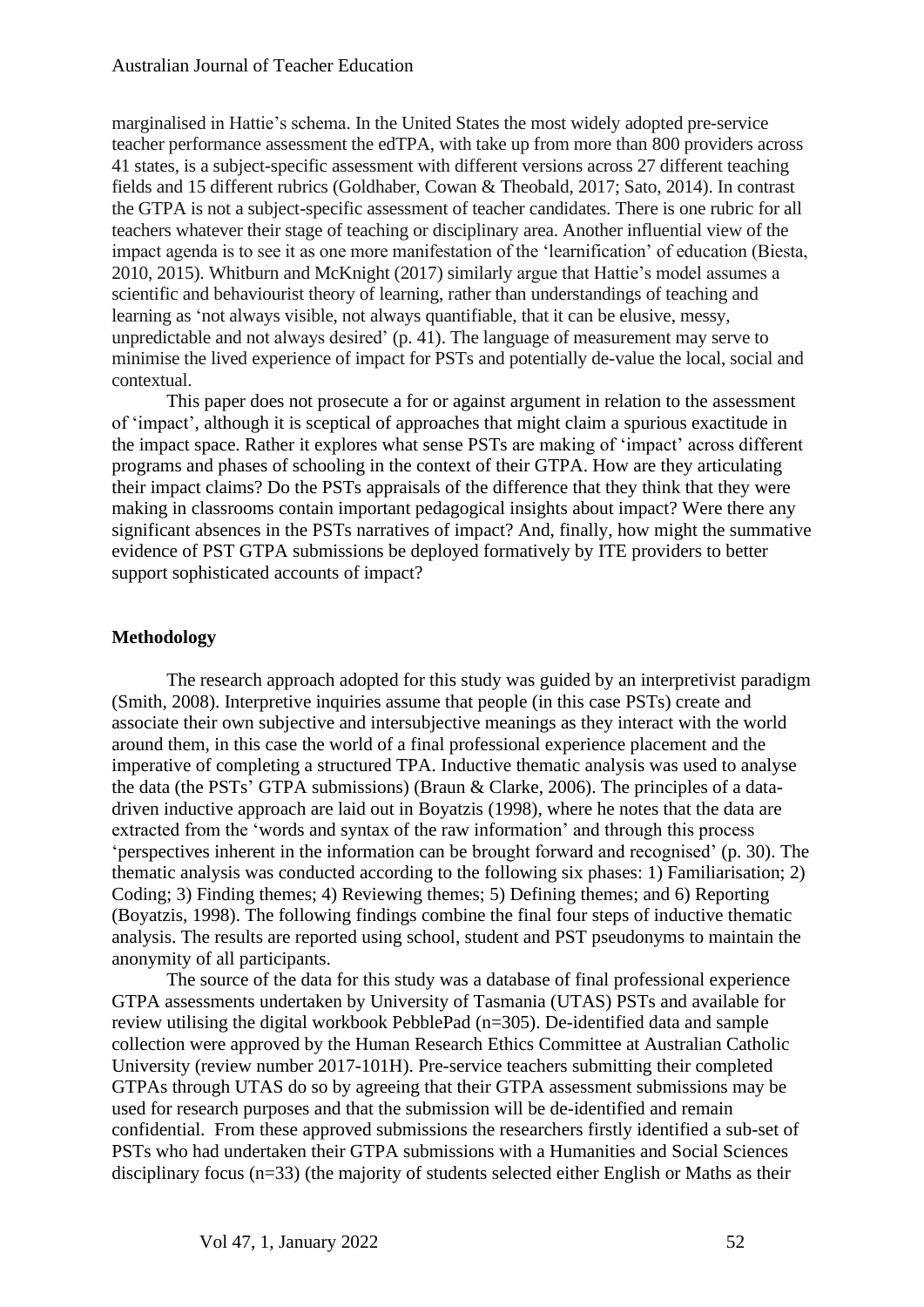marginalised in Hattie's schema. In the United States the most widely adopted pre-service teacher performance assessment the edTPA, with take up from more than 800 providers across 41 states, is a subject-specific assessment with different versions across 27 different teaching fields and 15 different rubrics (Goldhaber, Cowan & Theobald, 2017; Sato, 2014). In contrast the GTPA is not a subject-specific assessment of teacher candidates. There is one rubric for all teachers whatever their stage of teaching or disciplinary area. Another influential view of the impact agenda is to see it as one more manifestation of the 'learnification' of education (Biesta, 2010, 2015). Whitburn and McKnight (2017) similarly argue that Hattie's model assumes a scientific and behaviourist theory of learning, rather than understandings of teaching and learning as 'not always visible, not always quantifiable, that it can be elusive, messy, unpredictable and not always desired' (p. 41). The language of measurement may serve to minimise the lived experience of impact for PSTs and potentially de-value the local, social and contextual.

This paper does not prosecute a for or against argument in relation to the assessment of 'impact', although it is sceptical of approaches that might claim a spurious exactitude in the impact space. Rather it explores what sense PSTs are making of 'impact' across different programs and phases of schooling in the context of their GTPA. How are they articulating their impact claims? Do the PSTs appraisals of the difference that they think that they were making in classrooms contain important pedagogical insights about impact? Were there any significant absences in the PSTs narratives of impact? And, finally, how might the summative evidence of PST GTPA submissions be deployed formatively by ITE providers to better support sophisticated accounts of impact?

## Methodology

The research approach adopted for this study was guided by an interpretivist paradigm (Smith, 2008). Interpretive inquiries assume that people (in this case PSTs) create and associate their own subjective and intersubjective meanings as they interact with the world around them, in this case the world of a final professional experience placement and the imperative of completing a structured TPA. Inductive thematic analysis was used to analyse the data (the PSTs' GTPA submissions) (Braun & Clarke, 2006). The principles of a data-driven inductive approach are laid out in Boyatzis (1998), where he notes that the data are extracted from the 'words and syntax of the raw information' and through this process 'perspectives inherent in the information can be brought forward and recognised' (p. 30). The thematic analysis was conducted according to the following six phases: 1) Familiarisation; 2) Coding; 3) Finding themes; 4) Reviewing themes; 5) Defining themes; and 6) Reporting (Boyatzis, 1998). The following findings combine the final four steps of inductive thematic analysis. The results are reported using school, student and PST pseudonyms to maintain the anonymity of all participants.

The source of the data for this study was a database of final professional experience GTPA assessments undertaken by University of Tasmania (UTAS) PSTs and available for review utilising the digital workbook PebblePad (n=305). De-identified data and sample collection were approved by the Human Research Ethics Committee at Australian Catholic University (review number 2017-101H). Pre-service teachers submitting their completed GTPAs through UTAS do so by agreeing that their GTPA assessment submissions may be used for research purposes and that the submission will be de-identified and remain confidential. From these approved submissions the researchers firstly identified a sub-set of PSTs who had undertaken their GTPA submissions with a Humanities and Social Sciences disciplinary focus (n=33) (the majority of students selected either English or Maths as their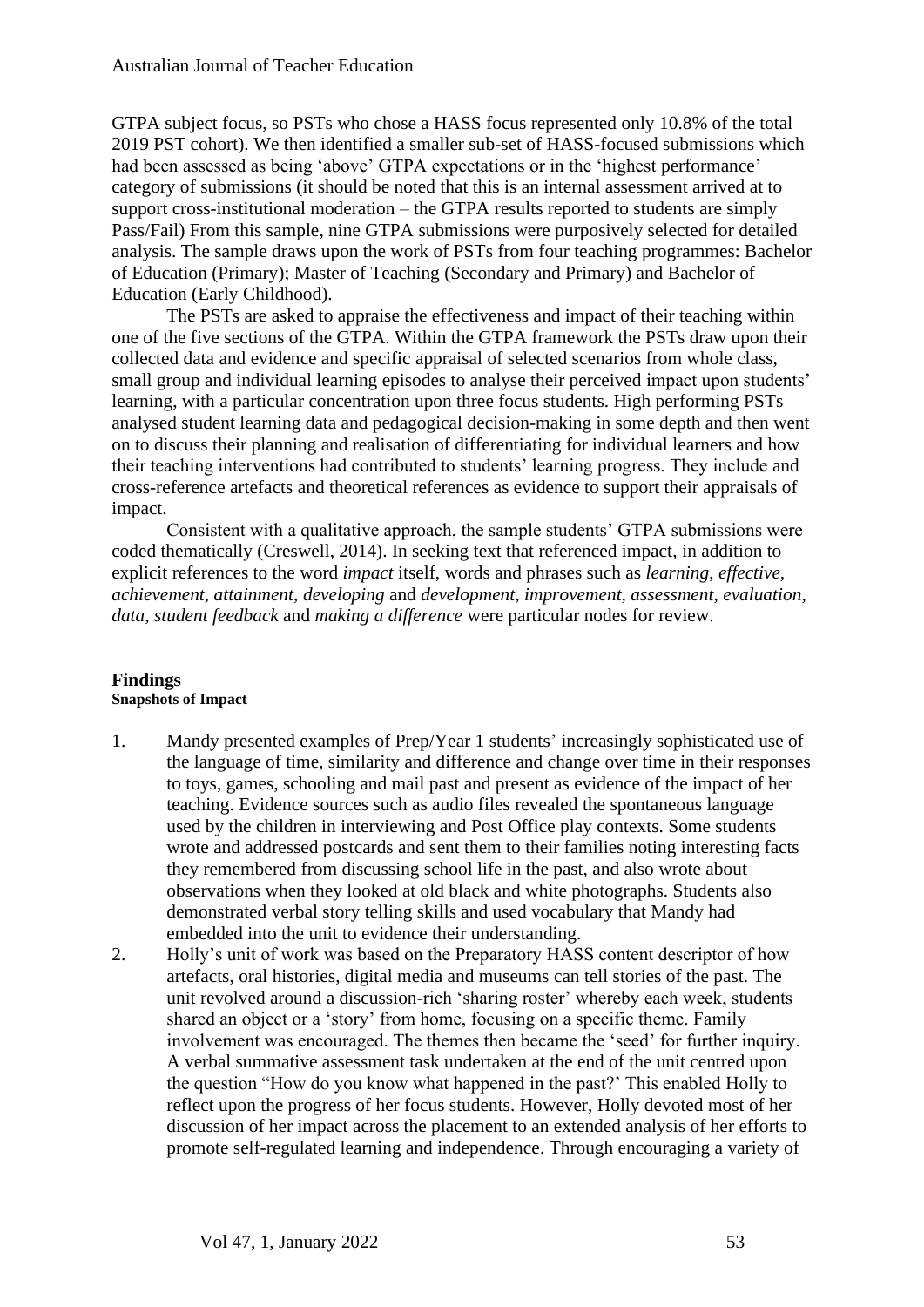GTPA subject focus, so PSTs who chose a HASS focus represented only 10.8% of the total 2019 PST cohort). We then identified a smaller sub-set of HASS-focused submissions which had been assessed as being 'above' GTPA expectations or in the 'highest performance' category of submissions (it should be noted that this is an internal assessment arrived at to support cross-institutional moderation – the GTPA results reported to students are simply Pass/Fail) From this sample, nine GTPA submissions were purposively selected for detailed analysis. The sample draws upon the work of PSTs from four teaching programmes: Bachelor of Education (Primary); Master of Teaching (Secondary and Primary) and Bachelor of Education (Early Childhood).

The PSTs are asked to appraise the effectiveness and impact of their teaching within one of the five sections of the GTPA. Within the GTPA framework the PSTs draw upon their collected data and evidence and specific appraisal of selected scenarios from whole class, small group and individual learning episodes to analyse their perceived impact upon students' learning, with a particular concentration upon three focus students. High performing PSTs analysed student learning data and pedagogical decision-making in some depth and then went on to discuss their planning and realisation of differentiating for individual learners and how their teaching interventions had contributed to students' learning progress. They include and cross-reference artefacts and theoretical references as evidence to support their appraisals of impact.

Consistent with a qualitative approach, the sample students' GTPA submissions were coded thematically (Creswell, 2014). In seeking text that referenced impact, in addition to explicit references to the word *impact* itself, words and phrases such as *learning*, *effective*, *achievement*, *attainment*, *developing* and *development*, *improvement*, *assessment*, *evaluation*, *data*, *student feedback* and *making a difference* were particular nodes for review.

## Findings

### Snapshots of Impact

1. Mandy presented examples of Prep/Year 1 students' increasingly sophisticated use of the language of time, similarity and difference and change over time in their responses to toys, games, schooling and mail past and present as evidence of the impact of her teaching. Evidence sources such as audio files revealed the spontaneous language used by the children in interviewing and Post Office play contexts. Some students wrote and addressed postcards and sent them to their families noting interesting facts they remembered from discussing school life in the past, and also wrote about observations when they looked at old black and white photographs. Students also demonstrated verbal story telling skills and used vocabulary that Mandy had embedded into the unit to evidence their understanding.
2. Holly's unit of work was based on the Preparatory HASS content descriptor of how artefacts, oral histories, digital media and museums can tell stories of the past. The unit revolved around a discussion-rich 'sharing roster' whereby each week, students shared an object or a 'story' from home, focusing on a specific theme. Family involvement was encouraged. The themes then became the 'seed' for further inquiry. A verbal summative assessment task undertaken at the end of the unit centred upon the question "How do you know what happened in the past?' This enabled Holly to reflect upon the progress of her focus students. However, Holly devoted most of her discussion of her impact across the placement to an extended analysis of her efforts to promote self-regulated learning and independence. Through encouraging a variety of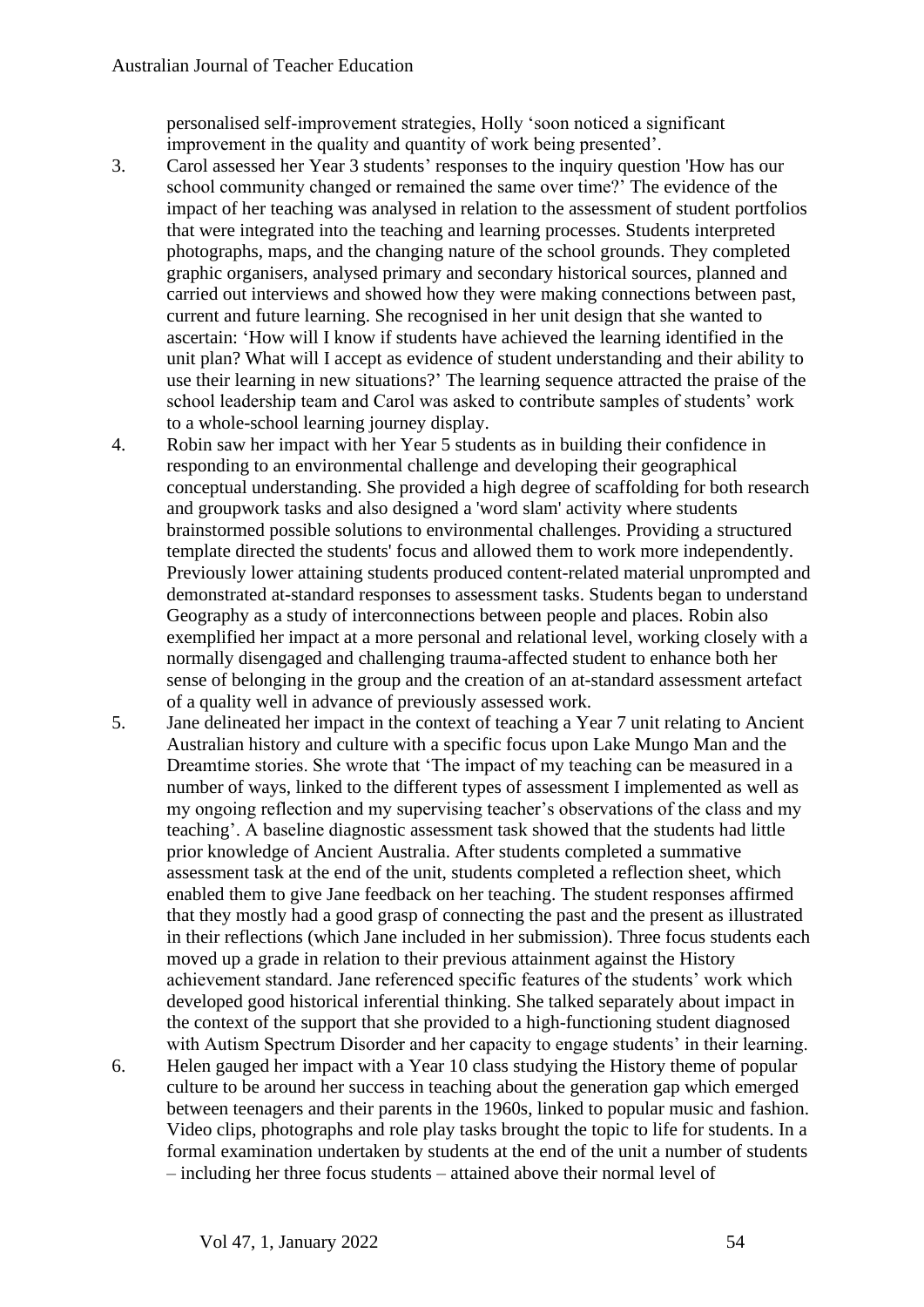personalised self-improvement strategies, Holly 'soon noticed a significant improvement in the quality and quantity of work being presented'.

3. Carol assessed her Year 3 students' responses to the inquiry question 'How has our school community changed or remained the same over time?' The evidence of the impact of her teaching was analysed in relation to the assessment of student portfolios that were integrated into the teaching and learning processes. Students interpreted photographs, maps, and the changing nature of the school grounds. They completed graphic organisers, analysed primary and secondary historical sources, planned and carried out interviews and showed how they were making connections between past, current and future learning. She recognised in her unit design that she wanted to ascertain: 'How will I know if students have achieved the learning identified in the unit plan? What will I accept as evidence of student understanding and their ability to use their learning in new situations?' The learning sequence attracted the praise of the school leadership team and Carol was asked to contribute samples of students' work to a whole-school learning journey display.
4. Robin saw her impact with her Year 5 students as in building their confidence in responding to an environmental challenge and developing their geographical conceptual understanding. She provided a high degree of scaffolding for both research and groupwork tasks and also designed a 'word slam' activity where students brainstormed possible solutions to environmental challenges. Providing a structured template directed the students' focus and allowed them to work more independently. Previously lower attaining students produced content-related material unprompted and demonstrated at-standard responses to assessment tasks. Students began to understand Geography as a study of interconnections between people and places. Robin also exemplified her impact at a more personal and relational level, working closely with a normally disengaged and challenging trauma-affected student to enhance both her sense of belonging in the group and the creation of an at-standard assessment artefact of a quality well in advance of previously assessed work.
5. Jane delineated her impact in the context of teaching a Year 7 unit relating to Ancient Australian history and culture with a specific focus upon Lake Mungo Man and the Dreamtime stories. She wrote that 'The impact of my teaching can be measured in a number of ways, linked to the different types of assessment I implemented as well as my ongoing reflection and my supervising teacher's observations of the class and my teaching'. A baseline diagnostic assessment task showed that the students had little prior knowledge of Ancient Australia. After students completed a summative assessment task at the end of the unit, students completed a reflection sheet, which enabled them to give Jane feedback on her teaching. The student responses affirmed that they mostly had a good grasp of connecting the past and the present as illustrated in their reflections (which Jane included in her submission). Three focus students each moved up a grade in relation to their previous attainment against the History achievement standard. Jane referenced specific features of the students' work which developed good historical inferential thinking. She talked separately about impact in the context of the support that she provided to a high-functioning student diagnosed with Autism Spectrum Disorder and her capacity to engage students' in their learning.
6. Helen gauged her impact with a Year 10 class studying the History theme of popular culture to be around her success in teaching about the generation gap which emerged between teenagers and their parents in the 1960s, linked to popular music and fashion. Video clips, photographs and role play tasks brought the topic to life for students. In a formal examination undertaken by students at the end of the unit a number of students – including her three focus students – attained above their normal level of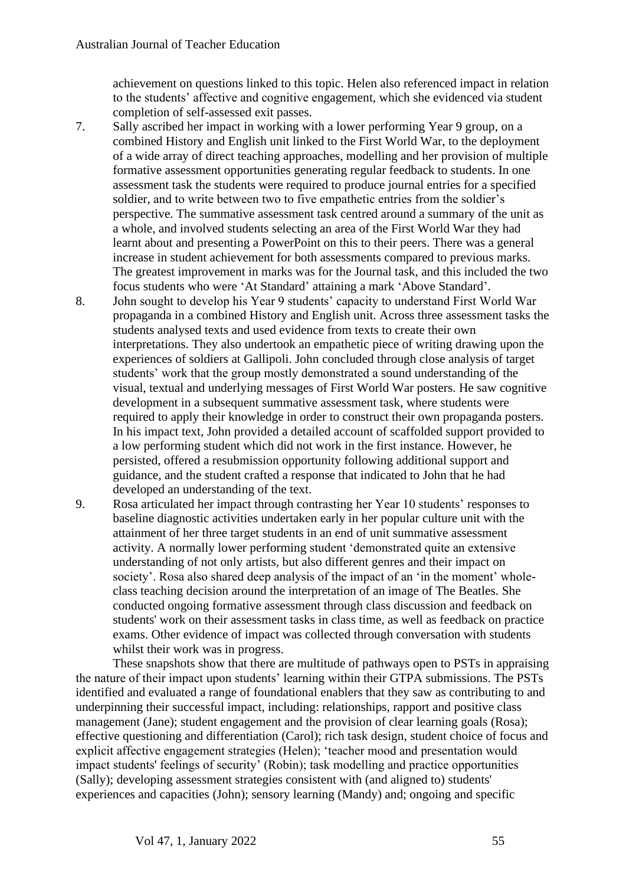achievement on questions linked to this topic. Helen also referenced impact in relation to the students' affective and cognitive engagement, which she evidenced via student completion of self-assessed exit passes.

7. Sally ascribed her impact in working with a lower performing Year 9 group, on a combined History and English unit linked to the First World War, to the deployment of a wide array of direct teaching approaches, modelling and her provision of multiple formative assessment opportunities generating regular feedback to students. In one assessment task the students were required to produce journal entries for a specified soldier, and to write between two to five empathetic entries from the soldier's perspective. The summative assessment task centred around a summary of the unit as a whole, and involved students selecting an area of the First World War they had learnt about and presenting a PowerPoint on this to their peers. There was a general increase in student achievement for both assessments compared to previous marks. The greatest improvement in marks was for the Journal task, and this included the two focus students who were 'At Standard' attaining a mark 'Above Standard'.
8. John sought to develop his Year 9 students' capacity to understand First World War propaganda in a combined History and English unit. Across three assessment tasks the students analysed texts and used evidence from texts to create their own interpretations. They also undertook an empathetic piece of writing drawing upon the experiences of soldiers at Gallipoli. John concluded through close analysis of target students' work that the group mostly demonstrated a sound understanding of the visual, textual and underlying messages of First World War posters. He saw cognitive development in a subsequent summative assessment task, where students were required to apply their knowledge in order to construct their own propaganda posters. In his impact text, John provided a detailed account of scaffolded support provided to a low performing student which did not work in the first instance. However, he persisted, offered a resubmission opportunity following additional support and guidance, and the student crafted a response that indicated to John that he had developed an understanding of the text.
9. Rosa articulated her impact through contrasting her Year 10 students' responses to baseline diagnostic activities undertaken early in her popular culture unit with the attainment of her three target students in an end of unit summative assessment activity. A normally lower performing student 'demonstrated quite an extensive understanding of not only artists, but also different genres and their impact on society'. Rosa also shared deep analysis of the impact of an 'in the moment' whole-class teaching decision around the interpretation of an image of The Beatles. She conducted ongoing formative assessment through class discussion and feedback on students' work on their assessment tasks in class time, as well as feedback on practice exams. Other evidence of impact was collected through conversation with students whilst their work was in progress.

These snapshots show that there are multitude of pathways open to PSTs in appraising the nature of their impact upon students' learning within their GTPA submissions. The PSTs identified and evaluated a range of foundational enablers that they saw as contributing to and underpinning their successful impact, including: relationships, rapport and positive class management (Jane); student engagement and the provision of clear learning goals (Rosa); effective questioning and differentiation (Carol); rich task design, student choice of focus and explicit affective engagement strategies (Helen); 'teacher mood and presentation would impact students' feelings of security' (Robin); task modelling and practice opportunities (Sally); developing assessment strategies consistent with (and aligned to) students' experiences and capacities (John); sensory learning (Mandy) and; ongoing and specific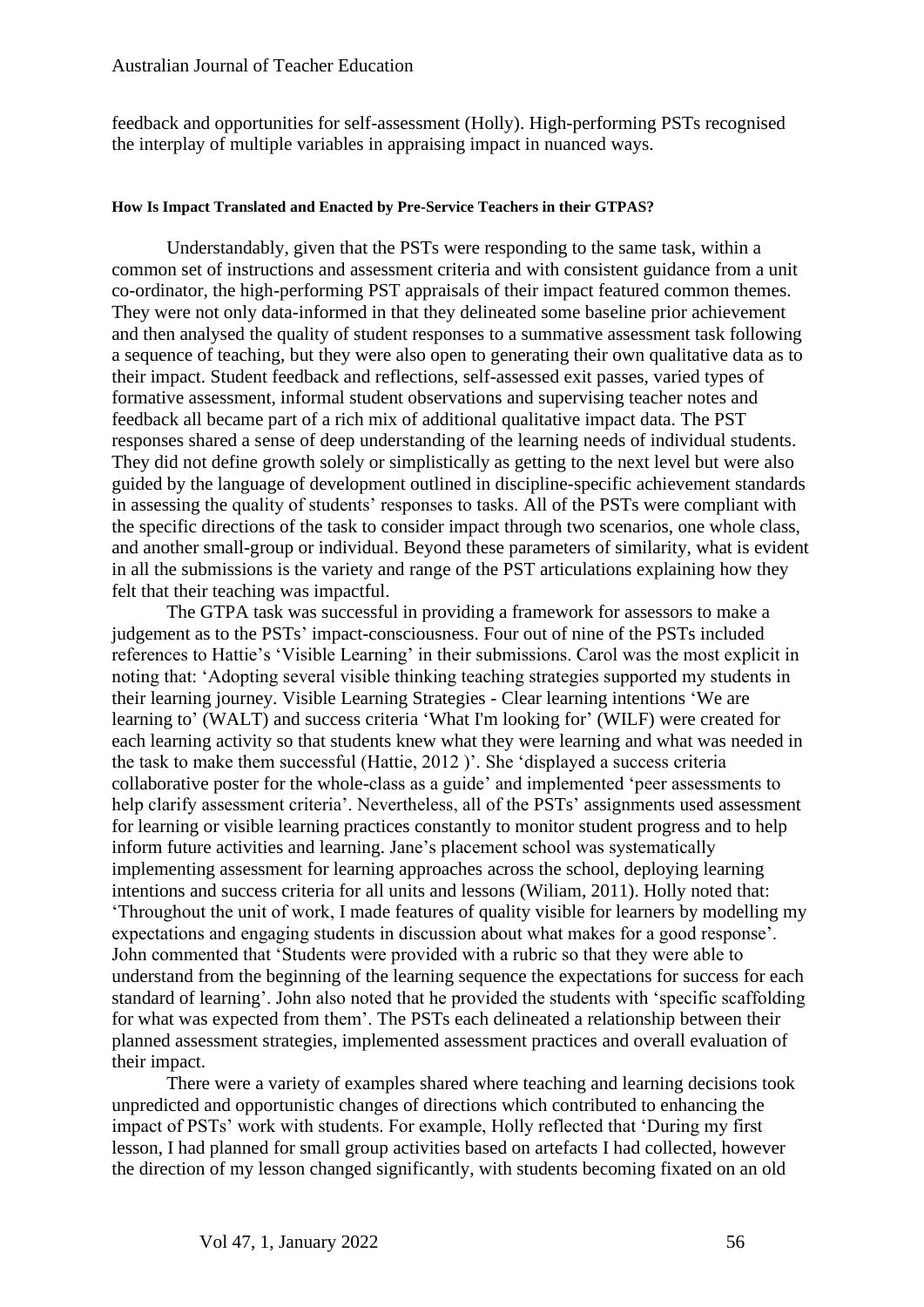feedback and opportunities for self-assessment (Holly). High-performing PSTs recognised the interplay of multiple variables in appraising impact in nuanced ways.

#### How Is Impact Translated and Enacted by Pre-Service Teachers in their GTPAS?

Understandably, given that the PSTs were responding to the same task, within a common set of instructions and assessment criteria and with consistent guidance from a unit co-ordinator, the high-performing PST appraisals of their impact featured common themes. They were not only data-informed in that they delineated some baseline prior achievement and then analysed the quality of student responses to a summative assessment task following a sequence of teaching, but they were also open to generating their own qualitative data as to their impact. Student feedback and reflections, self-assessed exit passes, varied types of formative assessment, informal student observations and supervising teacher notes and feedback all became part of a rich mix of additional qualitative impact data. The PST responses shared a sense of deep understanding of the learning needs of individual students. They did not define growth solely or simplistically as getting to the next level but were also guided by the language of development outlined in discipline-specific achievement standards in assessing the quality of students' responses to tasks. All of the PSTs were compliant with the specific directions of the task to consider impact through two scenarios, one whole class, and another small-group or individual. Beyond these parameters of similarity, what is evident in all the submissions is the variety and range of the PST articulations explaining how they felt that their teaching was impactful.

The GTPA task was successful in providing a framework for assessors to make a judgement as to the PSTs' impact-consciousness. Four out of nine of the PSTs included references to Hattie's 'Visible Learning' in their submissions. Carol was the most explicit in noting that: 'Adopting several visible thinking teaching strategies supported my students in their learning journey. Visible Learning Strategies - Clear learning intentions 'We are learning to' (WALT) and success criteria 'What I'm looking for' (WILF) were created for each learning activity so that students knew what they were learning and what was needed in the task to make them successful (Hattie, 2012 )'. She 'displayed a success criteria collaborative poster for the whole-class as a guide' and implemented 'peer assessments to help clarify assessment criteria'. Nevertheless, all of the PSTs' assignments used assessment for learning or visible learning practices constantly to monitor student progress and to help inform future activities and learning. Jane's placement school was systematically implementing assessment for learning approaches across the school, deploying learning intentions and success criteria for all units and lessons (Wiliam, 2011). Holly noted that: 'Throughout the unit of work, I made features of quality visible for learners by modelling my expectations and engaging students in discussion about what makes for a good response'. John commented that 'Students were provided with a rubric so that they were able to understand from the beginning of the learning sequence the expectations for success for each standard of learning'. John also noted that he provided the students with 'specific scaffolding for what was expected from them'. The PSTs each delineated a relationship between their planned assessment strategies, implemented assessment practices and overall evaluation of their impact.

There were a variety of examples shared where teaching and learning decisions took unpredicted and opportunistic changes of directions which contributed to enhancing the impact of PSTs' work with students. For example, Holly reflected that 'During my first lesson, I had planned for small group activities based on artefacts I had collected, however the direction of my lesson changed significantly, with students becoming fixated on an old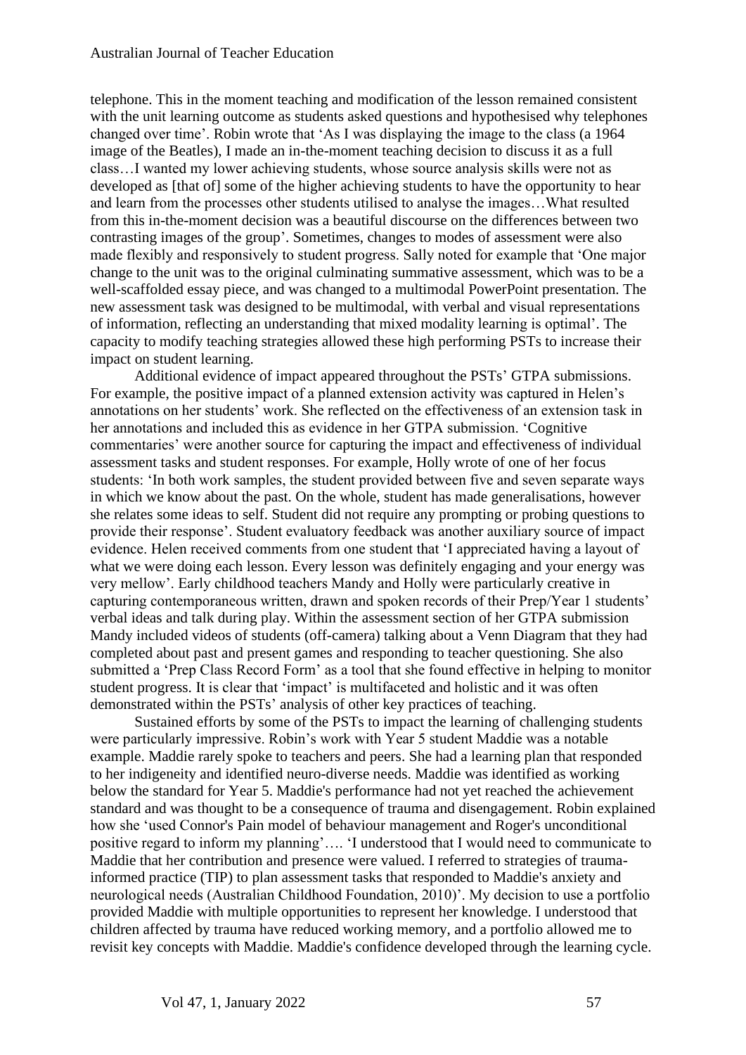telephone. This in the moment teaching and modification of the lesson remained consistent with the unit learning outcome as students asked questions and hypothesised why telephones changed over time'. Robin wrote that 'As I was displaying the image to the class (a 1964 image of the Beatles), I made an in-the-moment teaching decision to discuss it as a full class…I wanted my lower achieving students, whose source analysis skills were not as developed as [that of] some of the higher achieving students to have the opportunity to hear and learn from the processes other students utilised to analyse the images…What resulted from this in-the-moment decision was a beautiful discourse on the differences between two contrasting images of the group'. Sometimes, changes to modes of assessment were also made flexibly and responsively to student progress. Sally noted for example that 'One major change to the unit was to the original culminating summative assessment, which was to be a well-scaffolded essay piece, and was changed to a multimodal PowerPoint presentation. The new assessment task was designed to be multimodal, with verbal and visual representations of information, reflecting an understanding that mixed modality learning is optimal'. The capacity to modify teaching strategies allowed these high performing PSTs to increase their impact on student learning.

Additional evidence of impact appeared throughout the PSTs' GTPA submissions. For example, the positive impact of a planned extension activity was captured in Helen's annotations on her students' work. She reflected on the effectiveness of an extension task in her annotations and included this as evidence in her GTPA submission. 'Cognitive commentaries' were another source for capturing the impact and effectiveness of individual assessment tasks and student responses. For example, Holly wrote of one of her focus students: 'In both work samples, the student provided between five and seven separate ways in which we know about the past. On the whole, student has made generalisations, however she relates some ideas to self. Student did not require any prompting or probing questions to provide their response'. Student evaluatory feedback was another auxiliary source of impact evidence. Helen received comments from one student that 'I appreciated having a layout of what we were doing each lesson. Every lesson was definitely engaging and your energy was very mellow'. Early childhood teachers Mandy and Holly were particularly creative in capturing contemporaneous written, drawn and spoken records of their Prep/Year 1 students' verbal ideas and talk during play. Within the assessment section of her GTPA submission Mandy included videos of students (off-camera) talking about a Venn Diagram that they had completed about past and present games and responding to teacher questioning. She also submitted a 'Prep Class Record Form' as a tool that she found effective in helping to monitor student progress. It is clear that 'impact' is multifaceted and holistic and it was often demonstrated within the PSTs' analysis of other key practices of teaching.

Sustained efforts by some of the PSTs to impact the learning of challenging students were particularly impressive. Robin's work with Year 5 student Maddie was a notable example. Maddie rarely spoke to teachers and peers. She had a learning plan that responded to her indigeneity and identified neuro-diverse needs. Maddie was identified as working below the standard for Year 5. Maddie's performance had not yet reached the achievement standard and was thought to be a consequence of trauma and disengagement. Robin explained how she 'used Connor's Pain model of behaviour management and Roger's unconditional positive regard to inform my planning'…. 'I understood that I would need to communicate to Maddie that her contribution and presence were valued. I referred to strategies of trauma-informed practice (TIP) to plan assessment tasks that responded to Maddie's anxiety and neurological needs (Australian Childhood Foundation, 2010)'. My decision to use a portfolio provided Maddie with multiple opportunities to represent her knowledge. I understood that children affected by trauma have reduced working memory, and a portfolio allowed me to revisit key concepts with Maddie. Maddie's confidence developed through the learning cycle.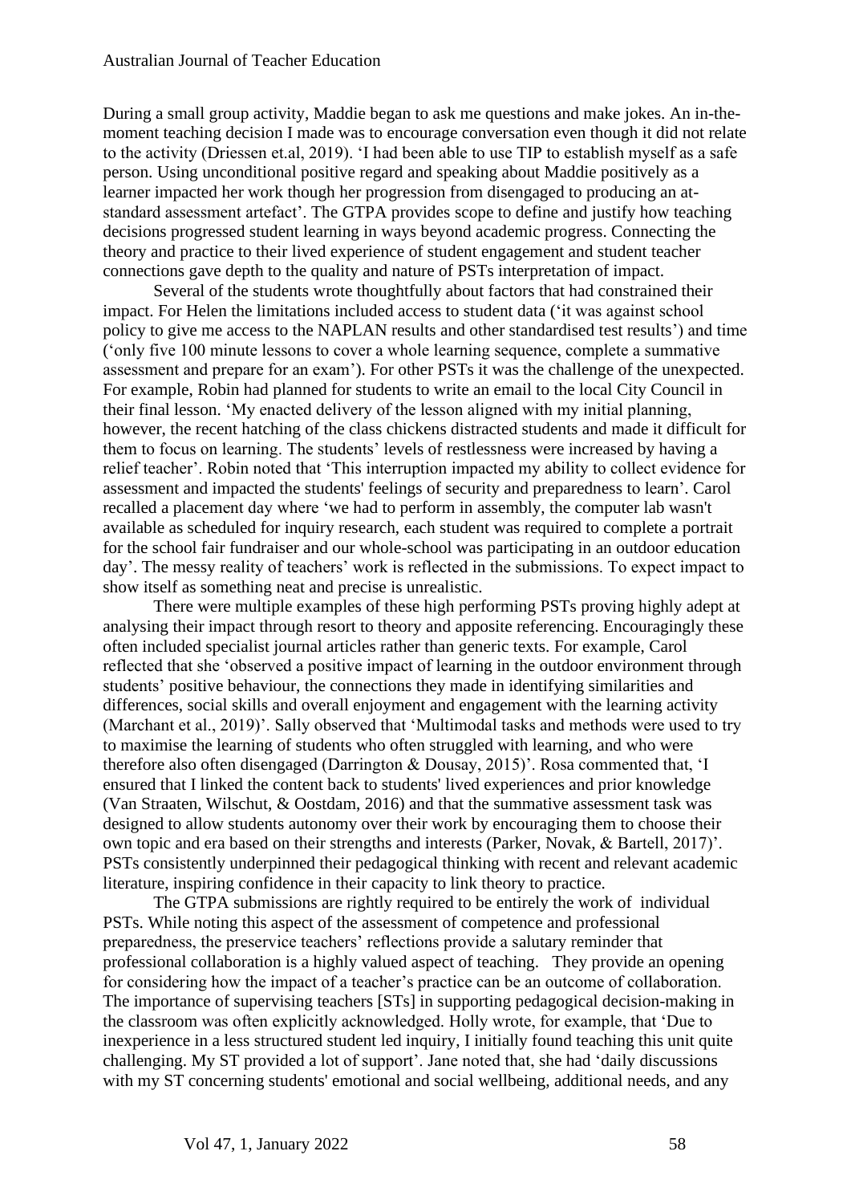During a small group activity, Maddie began to ask me questions and make jokes. An in-the-moment teaching decision I made was to encourage conversation even though it did not relate to the activity (Driessen et.al, 2019). 'I had been able to use TIP to establish myself as a safe person. Using unconditional positive regard and speaking about Maddie positively as a learner impacted her work though her progression from disengaged to producing an at-standard assessment artefact'. The GTPA provides scope to define and justify how teaching decisions progressed student learning in ways beyond academic progress. Connecting the theory and practice to their lived experience of student engagement and student teacher connections gave depth to the quality and nature of PSTs interpretation of impact.

Several of the students wrote thoughtfully about factors that had constrained their impact. For Helen the limitations included access to student data ('it was against school policy to give me access to the NAPLAN results and other standardised test results') and time ('only five 100 minute lessons to cover a whole learning sequence, complete a summative assessment and prepare for an exam'). For other PSTs it was the challenge of the unexpected. For example, Robin had planned for students to write an email to the local City Council in their final lesson. 'My enacted delivery of the lesson aligned with my initial planning, however, the recent hatching of the class chickens distracted students and made it difficult for them to focus on learning. The students' levels of restlessness were increased by having a relief teacher'. Robin noted that 'This interruption impacted my ability to collect evidence for assessment and impacted the students' feelings of security and preparedness to learn'. Carol recalled a placement day where 'we had to perform in assembly, the computer lab wasn't available as scheduled for inquiry research, each student was required to complete a portrait for the school fair fundraiser and our whole-school was participating in an outdoor education day'. The messy reality of teachers' work is reflected in the submissions. To expect impact to show itself as something neat and precise is unrealistic.

There were multiple examples of these high performing PSTs proving highly adept at analysing their impact through resort to theory and apposite referencing. Encouragingly these often included specialist journal articles rather than generic texts. For example, Carol reflected that she 'observed a positive impact of learning in the outdoor environment through students' positive behaviour, the connections they made in identifying similarities and differences, social skills and overall enjoyment and engagement with the learning activity (Marchant et al., 2019)'. Sally observed that 'Multimodal tasks and methods were used to try to maximise the learning of students who often struggled with learning, and who were therefore also often disengaged (Darrington & Dousay, 2015)'. Rosa commented that, 'I ensured that I linked the content back to students' lived experiences and prior knowledge (Van Straaten, Wilschut, & Oostdam, 2016) and that the summative assessment task was designed to allow students autonomy over their work by encouraging them to choose their own topic and era based on their strengths and interests (Parker, Novak, & Bartell, 2017)'. PSTs consistently underpinned their pedagogical thinking with recent and relevant academic literature, inspiring confidence in their capacity to link theory to practice.

The GTPA submissions are rightly required to be entirely the work of individual PSTs. While noting this aspect of the assessment of competence and professional preparedness, the preservice teachers' reflections provide a salutary reminder that professional collaboration is a highly valued aspect of teaching. They provide an opening for considering how the impact of a teacher's practice can be an outcome of collaboration. The importance of supervising teachers [STs] in supporting pedagogical decision-making in the classroom was often explicitly acknowledged. Holly wrote, for example, that 'Due to inexperience in a less structured student led inquiry, I initially found teaching this unit quite challenging. My ST provided a lot of support'. Jane noted that, she had 'daily discussions with my ST concerning students' emotional and social wellbeing, additional needs, and any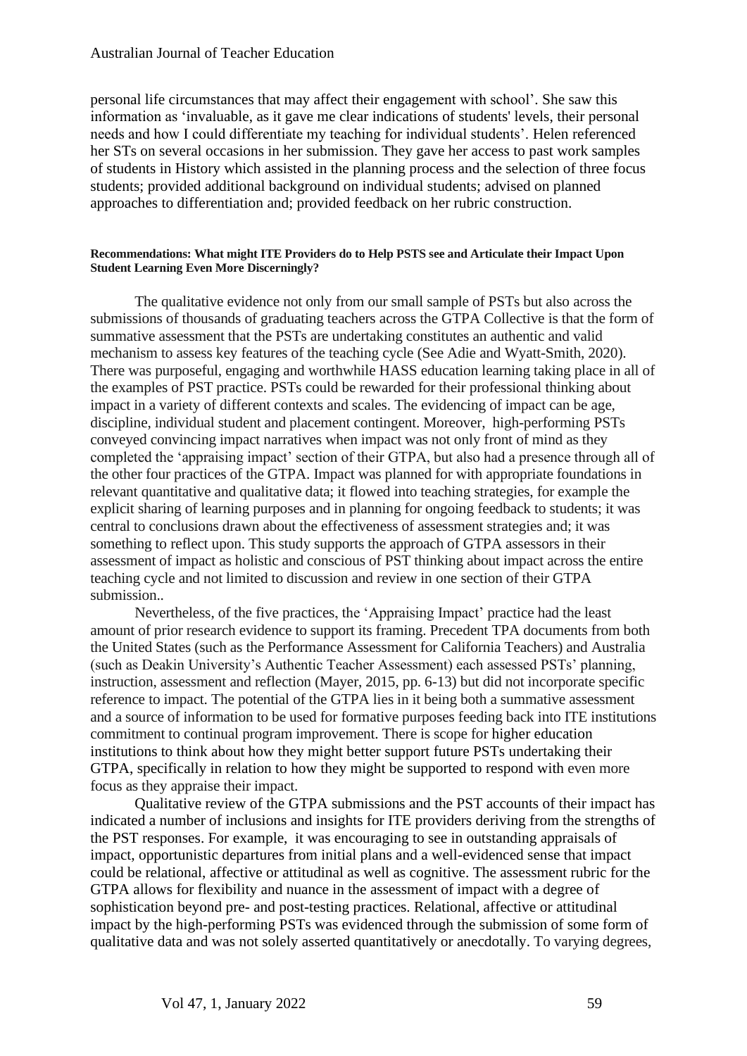personal life circumstances that may affect their engagement with school'. She saw this information as 'invaluable, as it gave me clear indications of students' levels, their personal needs and how I could differentiate my teaching for individual students'. Helen referenced her STs on several occasions in her submission. They gave her access to past work samples of students in History which assisted in the planning process and the selection of three focus students; provided additional background on individual students; advised on planned approaches to differentiation and; provided feedback on her rubric construction.

#### Recommendations: What might ITE Providers do to Help PSTS see and Articulate their Impact Upon Student Learning Even More Discerningly?

The qualitative evidence not only from our small sample of PSTs but also across the submissions of thousands of graduating teachers across the GTPA Collective is that the form of summative assessment that the PSTs are undertaking constitutes an authentic and valid mechanism to assess key features of the teaching cycle (See Adie and Wyatt-Smith, 2020). There was purposeful, engaging and worthwhile HASS education learning taking place in all of the examples of PST practice. PSTs could be rewarded for their professional thinking about impact in a variety of different contexts and scales. The evidencing of impact can be age, discipline, individual student and placement contingent. Moreover, high-performing PSTs conveyed convincing impact narratives when impact was not only front of mind as they completed the 'appraising impact' section of their GTPA, but also had a presence through all of the other four practices of the GTPA. Impact was planned for with appropriate foundations in relevant quantitative and qualitative data; it flowed into teaching strategies, for example the explicit sharing of learning purposes and in planning for ongoing feedback to students; it was central to conclusions drawn about the effectiveness of assessment strategies and; it was something to reflect upon. This study supports the approach of GTPA assessors in their assessment of impact as holistic and conscious of PST thinking about impact across the entire teaching cycle and not limited to discussion and review in one section of their GTPA submission..

Nevertheless, of the five practices, the 'Appraising Impact' practice had the least amount of prior research evidence to support its framing. Precedent TPA documents from both the United States (such as the Performance Assessment for California Teachers) and Australia (such as Deakin University's Authentic Teacher Assessment) each assessed PSTs' planning, instruction, assessment and reflection (Mayer, 2015, pp. 6-13) but did not incorporate specific reference to impact. The potential of the GTPA lies in it being both a summative assessment and a source of information to be used for formative purposes feeding back into ITE institutions commitment to continual program improvement. There is scope for higher education institutions to think about how they might better support future PSTs undertaking their GTPA, specifically in relation to how they might be supported to respond with even more focus as they appraise their impact.

Qualitative review of the GTPA submissions and the PST accounts of their impact has indicated a number of inclusions and insights for ITE providers deriving from the strengths of the PST responses. For example, it was encouraging to see in outstanding appraisals of impact, opportunistic departures from initial plans and a well-evidenced sense that impact could be relational, affective or attitudinal as well as cognitive. The assessment rubric for the GTPA allows for flexibility and nuance in the assessment of impact with a degree of sophistication beyond pre- and post-testing practices. Relational, affective or attitudinal impact by the high-performing PSTs was evidenced through the submission of some form of qualitative data and was not solely asserted quantitatively or anecdotally. To varying degrees,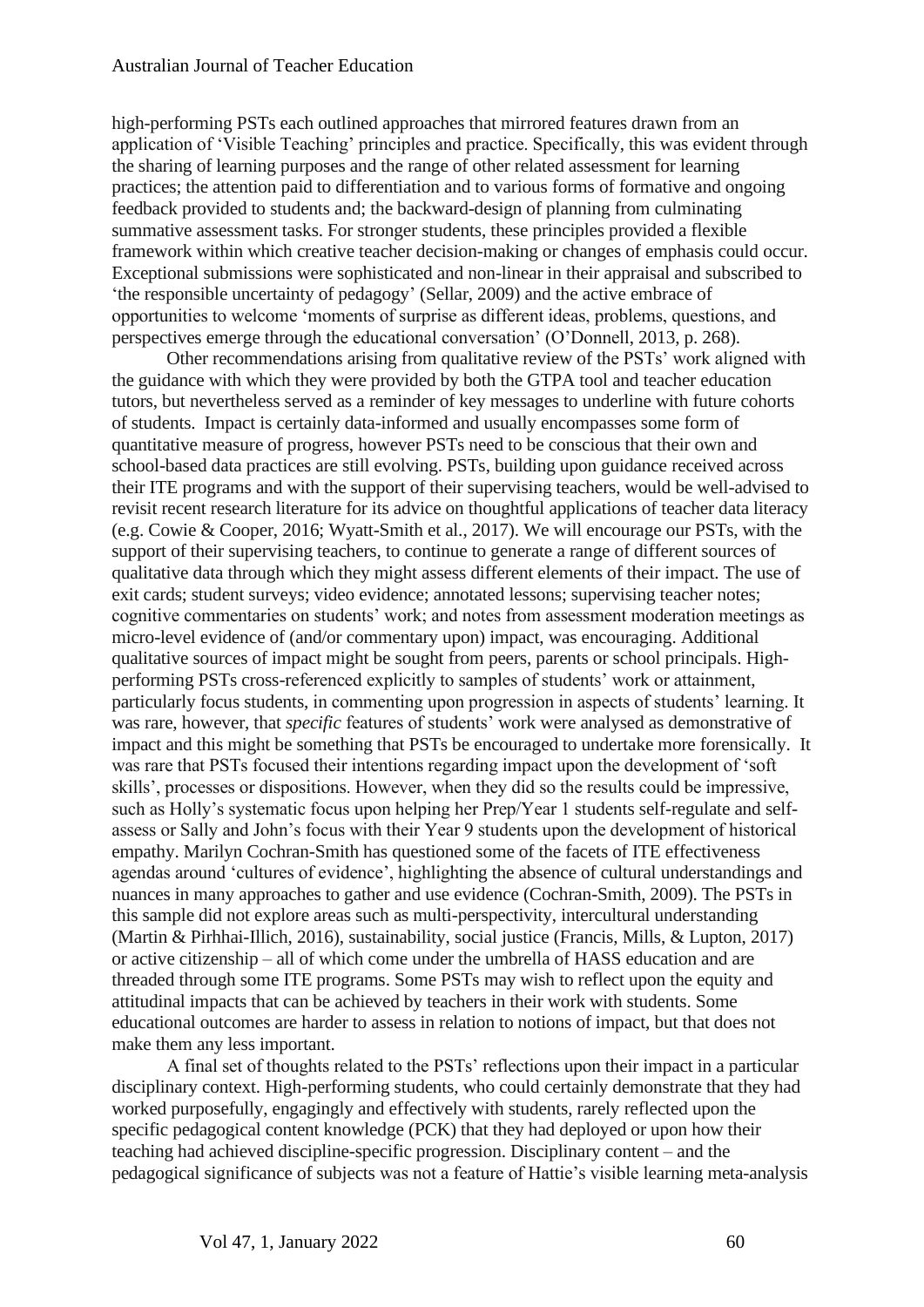high-performing PSTs each outlined approaches that mirrored features drawn from an application of 'Visible Teaching' principles and practice. Specifically, this was evident through the sharing of learning purposes and the range of other related assessment for learning practices; the attention paid to differentiation and to various forms of formative and ongoing feedback provided to students and; the backward-design of planning from culminating summative assessment tasks. For stronger students, these principles provided a flexible framework within which creative teacher decision-making or changes of emphasis could occur. Exceptional submissions were sophisticated and non-linear in their appraisal and subscribed to 'the responsible uncertainty of pedagogy' (Sellar, 2009) and the active embrace of opportunities to welcome 'moments of surprise as different ideas, problems, questions, and perspectives emerge through the educational conversation' (O'Donnell, 2013, p. 268).

Other recommendations arising from qualitative review of the PSTs' work aligned with the guidance with which they were provided by both the GTPA tool and teacher education tutors, but nevertheless served as a reminder of key messages to underline with future cohorts of students. Impact is certainly data-informed and usually encompasses some form of quantitative measure of progress, however PSTs need to be conscious that their own and school-based data practices are still evolving. PSTs, building upon guidance received across their ITE programs and with the support of their supervising teachers, would be well-advised to revisit recent research literature for its advice on thoughtful applications of teacher data literacy (e.g. Cowie & Cooper, 2016; Wyatt-Smith et al., 2017). We will encourage our PSTs, with the support of their supervising teachers, to continue to generate a range of different sources of qualitative data through which they might assess different elements of their impact. The use of exit cards; student surveys; video evidence; annotated lessons; supervising teacher notes; cognitive commentaries on students' work; and notes from assessment moderation meetings as micro-level evidence of (and/or commentary upon) impact, was encouraging. Additional qualitative sources of impact might be sought from peers, parents or school principals. High-performing PSTs cross-referenced explicitly to samples of students' work or attainment, particularly focus students, in commenting upon progression in aspects of students' learning. It was rare, however, that *specific* features of students' work were analysed as demonstrative of impact and this might be something that PSTs be encouraged to undertake more forensically. It was rare that PSTs focused their intentions regarding impact upon the development of 'soft skills', processes or dispositions. However, when they did so the results could be impressive, such as Holly's systematic focus upon helping her Prep/Year 1 students self-regulate and self-assess or Sally and John's focus with their Year 9 students upon the development of historical empathy. Marilyn Cochran-Smith has questioned some of the facets of ITE effectiveness agendas around 'cultures of evidence', highlighting the absence of cultural understandings and nuances in many approaches to gather and use evidence (Cochran-Smith, 2009). The PSTs in this sample did not explore areas such as multi-perspectivity, intercultural understanding (Martin & Pirhhai-Illich, 2016), sustainability, social justice (Francis, Mills, & Lupton, 2017) or active citizenship – all of which come under the umbrella of HASS education and are threaded through some ITE programs. Some PSTs may wish to reflect upon the equity and attitudinal impacts that can be achieved by teachers in their work with students. Some educational outcomes are harder to assess in relation to notions of impact, but that does not make them any less important.

A final set of thoughts related to the PSTs' reflections upon their impact in a particular disciplinary context. High-performing students, who could certainly demonstrate that they had worked purposefully, engagingly and effectively with students, rarely reflected upon the specific pedagogical content knowledge (PCK) that they had deployed or upon how their teaching had achieved discipline-specific progression. Disciplinary content – and the pedagogical significance of subjects was not a feature of Hattie's visible learning meta-analysis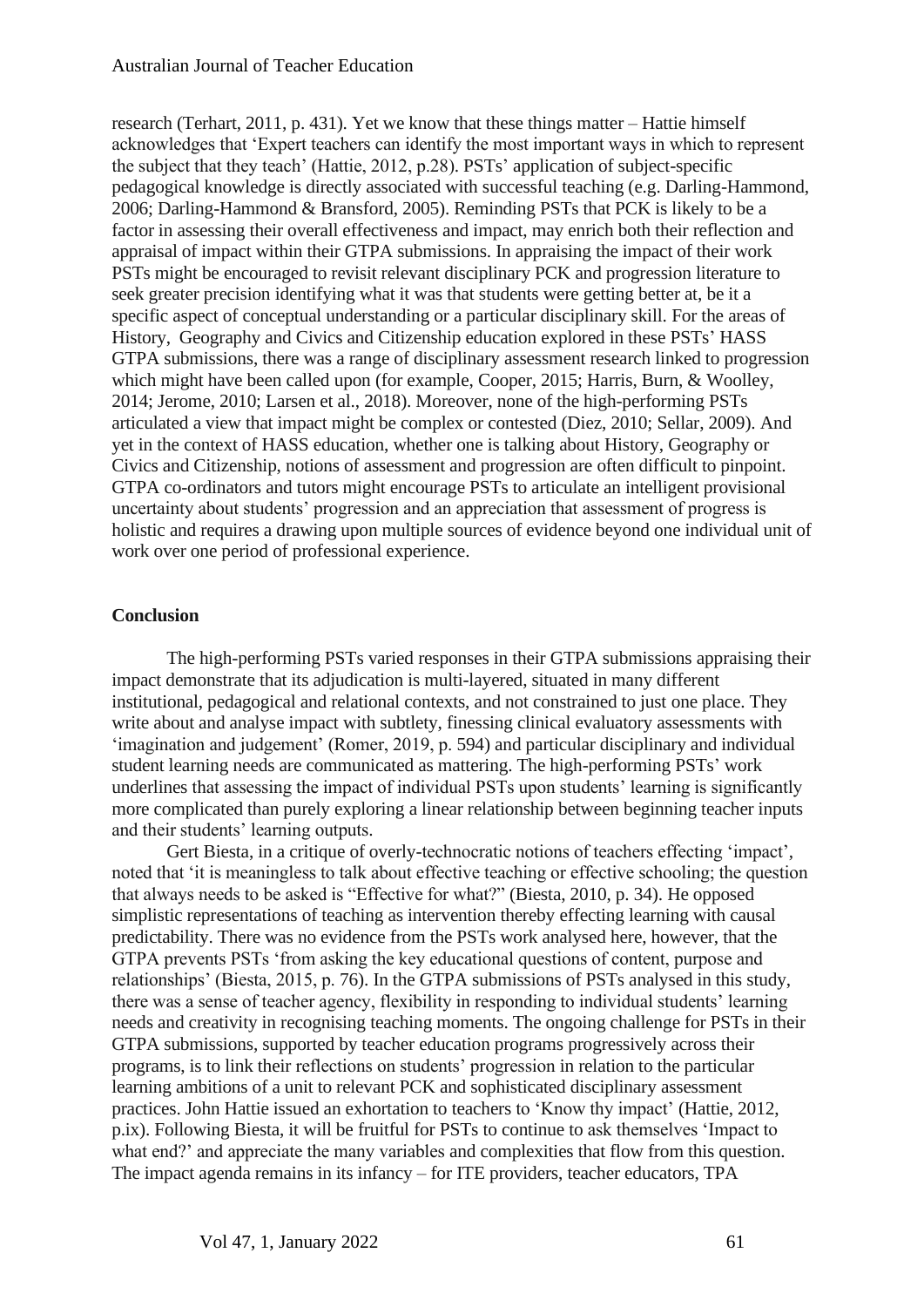research (Terhart, 2011, p. 431). Yet we know that these things matter – Hattie himself acknowledges that 'Expert teachers can identify the most important ways in which to represent the subject that they teach' (Hattie, 2012, p.28). PSTs' application of subject-specific pedagogical knowledge is directly associated with successful teaching (e.g. Darling-Hammond, 2006; Darling-Hammond & Bransford, 2005). Reminding PSTs that PCK is likely to be a factor in assessing their overall effectiveness and impact, may enrich both their reflection and appraisal of impact within their GTPA submissions. In appraising the impact of their work PSTs might be encouraged to revisit relevant disciplinary PCK and progression literature to seek greater precision identifying what it was that students were getting better at, be it a specific aspect of conceptual understanding or a particular disciplinary skill. For the areas of History, Geography and Civics and Citizenship education explored in these PSTs' HASS GTPA submissions, there was a range of disciplinary assessment research linked to progression which might have been called upon (for example, Cooper, 2015; Harris, Burn, & Woolley, 2014; Jerome, 2010; Larsen et al., 2018). Moreover, none of the high-performing PSTs articulated a view that impact might be complex or contested (Diez, 2010; Sellar, 2009). And yet in the context of HASS education, whether one is talking about History, Geography or Civics and Citizenship, notions of assessment and progression are often difficult to pinpoint. GTPA co-ordinators and tutors might encourage PSTs to articulate an intelligent provisional uncertainty about students' progression and an appreciation that assessment of progress is holistic and requires a drawing upon multiple sources of evidence beyond one individual unit of work over one period of professional experience.

## Conclusion

The high-performing PSTs varied responses in their GTPA submissions appraising their impact demonstrate that its adjudication is multi-layered, situated in many different institutional, pedagogical and relational contexts, and not constrained to just one place. They write about and analyse impact with subtlety, finessing clinical evaluatory assessments with 'imagination and judgement' (Romer, 2019, p. 594) and particular disciplinary and individual student learning needs are communicated as mattering. The high-performing PSTs' work underlines that assessing the impact of individual PSTs upon students' learning is significantly more complicated than purely exploring a linear relationship between beginning teacher inputs and their students' learning outputs.

Gert Biesta, in a critique of overly-technocratic notions of teachers effecting 'impact', noted that 'it is meaningless to talk about effective teaching or effective schooling; the question that always needs to be asked is "Effective for what?" (Biesta, 2010, p. 34). He opposed simplistic representations of teaching as intervention thereby effecting learning with causal predictability. There was no evidence from the PSTs work analysed here, however, that the GTPA prevents PSTs 'from asking the key educational questions of content, purpose and relationships' (Biesta, 2015, p. 76). In the GTPA submissions of PSTs analysed in this study, there was a sense of teacher agency, flexibility in responding to individual students' learning needs and creativity in recognising teaching moments. The ongoing challenge for PSTs in their GTPA submissions, supported by teacher education programs progressively across their programs, is to link their reflections on students' progression in relation to the particular learning ambitions of a unit to relevant PCK and sophisticated disciplinary assessment practices. John Hattie issued an exhortation to teachers to 'Know thy impact' (Hattie, 2012, p.ix). Following Biesta, it will be fruitful for PSTs to continue to ask themselves 'Impact to what end?' and appreciate the many variables and complexities that flow from this question. The impact agenda remains in its infancy – for ITE providers, teacher educators, TPA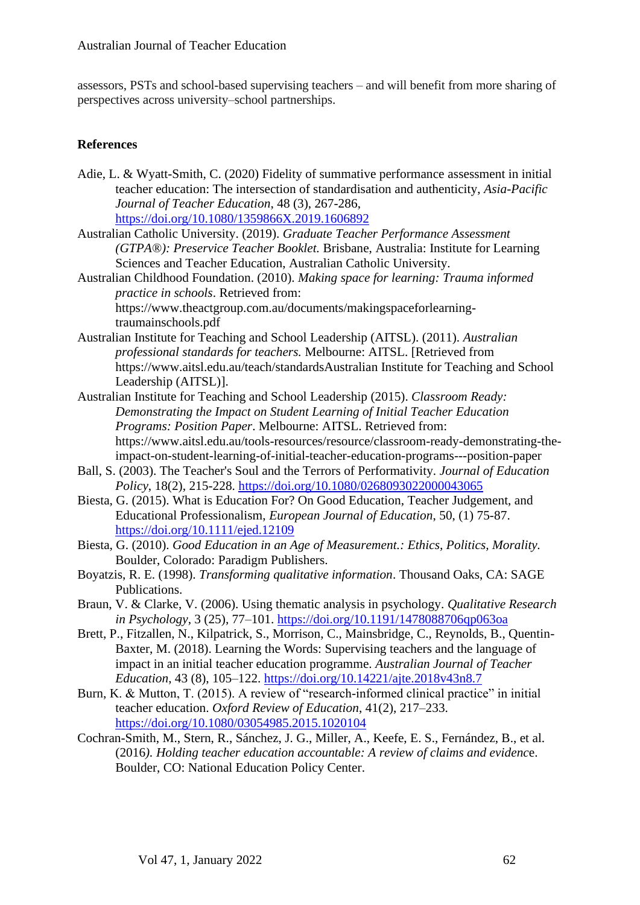assessors, PSTs and school-based supervising teachers – and will benefit from more sharing of perspectives across university–school partnerships.

## References

Adie, L. & Wyatt-Smith, C. (2020) Fidelity of summative performance assessment in initial teacher education: The intersection of standardisation and authenticity, *Asia-Pacific Journal of Teacher Education*, 48 (3), 267-286, https://doi.org/10.1080/1359866X.2019.1606892

Australian Catholic University. (2019). *Graduate Teacher Performance Assessment (GTPA®): Preservice Teacher Booklet.* Brisbane, Australia: Institute for Learning Sciences and Teacher Education, Australian Catholic University.

Australian Childhood Foundation. (2010). *Making space for learning: Trauma informed practice in schools*. Retrieved from: https://www.theactgroup.com.au/documents/makingspaceforlearning-traumainschools.pdf

Australian Institute for Teaching and School Leadership (AITSL). (2011). *Australian professional standards for teachers.* Melbourne: AITSL. [Retrieved from https://www.aitsl.edu.au/teach/standardsAustralian Institute for Teaching and School Leadership (AITSL)].

Australian Institute for Teaching and School Leadership (2015). *Classroom Ready: Demonstrating the Impact on Student Learning of Initial Teacher Education Programs: Position Paper*. Melbourne: AITSL. Retrieved from: https://www.aitsl.edu.au/tools-resources/resource/classroom-ready-demonstrating-the-impact-on-student-learning-of-initial-teacher-education-programs---position-paper

Ball, S. (2003). The Teacher's Soul and the Terrors of Performativity. *Journal of Education Policy*, 18(2), 215-228. https://doi.org/10.1080/0268093022000043065

Biesta, G. (2015). What is Education For? On Good Education, Teacher Judgement, and Educational Professionalism, *European Journal of Education*, 50, (1) 75-87. https://doi.org/10.1111/ejed.12109

Biesta, G. (2010). *Good Education in an Age of Measurement.: Ethics, Politics, Morality*. Boulder, Colorado: Paradigm Publishers.

Boyatzis, R. E. (1998). *Transforming qualitative information*. Thousand Oaks, CA: SAGE Publications.

Braun, V. & Clarke, V. (2006). Using thematic analysis in psychology. *Qualitative Research in Psychology*, 3 (25), 77–101. https://doi.org/10.1191/1478088706qp063oa

Brett, P., Fitzallen, N., Kilpatrick, S., Morrison, C., Mainsbridge, C., Reynolds, B., Quentin-Baxter, M. (2018). Learning the Words: Supervising teachers and the language of impact in an initial teacher education programme. *Australian Journal of Teacher Education*, 43 (8), 105–122. https://doi.org/10.14221/ajte.2018v43n8.7

Burn, K. & Mutton, T. (2015). A review of "research-informed clinical practice" in initial teacher education. *Oxford Review of Education*, 41(2), 217–233. https://doi.org/10.1080/03054985.2015.1020104

Cochran-Smith, M., Stern, R., Sánchez, J. G., Miller, A., Keefe, E. S., Fernández, B., et al. (2016). *Holding teacher education accountable: A review of claims and evidence*. Boulder, CO: National Education Policy Center.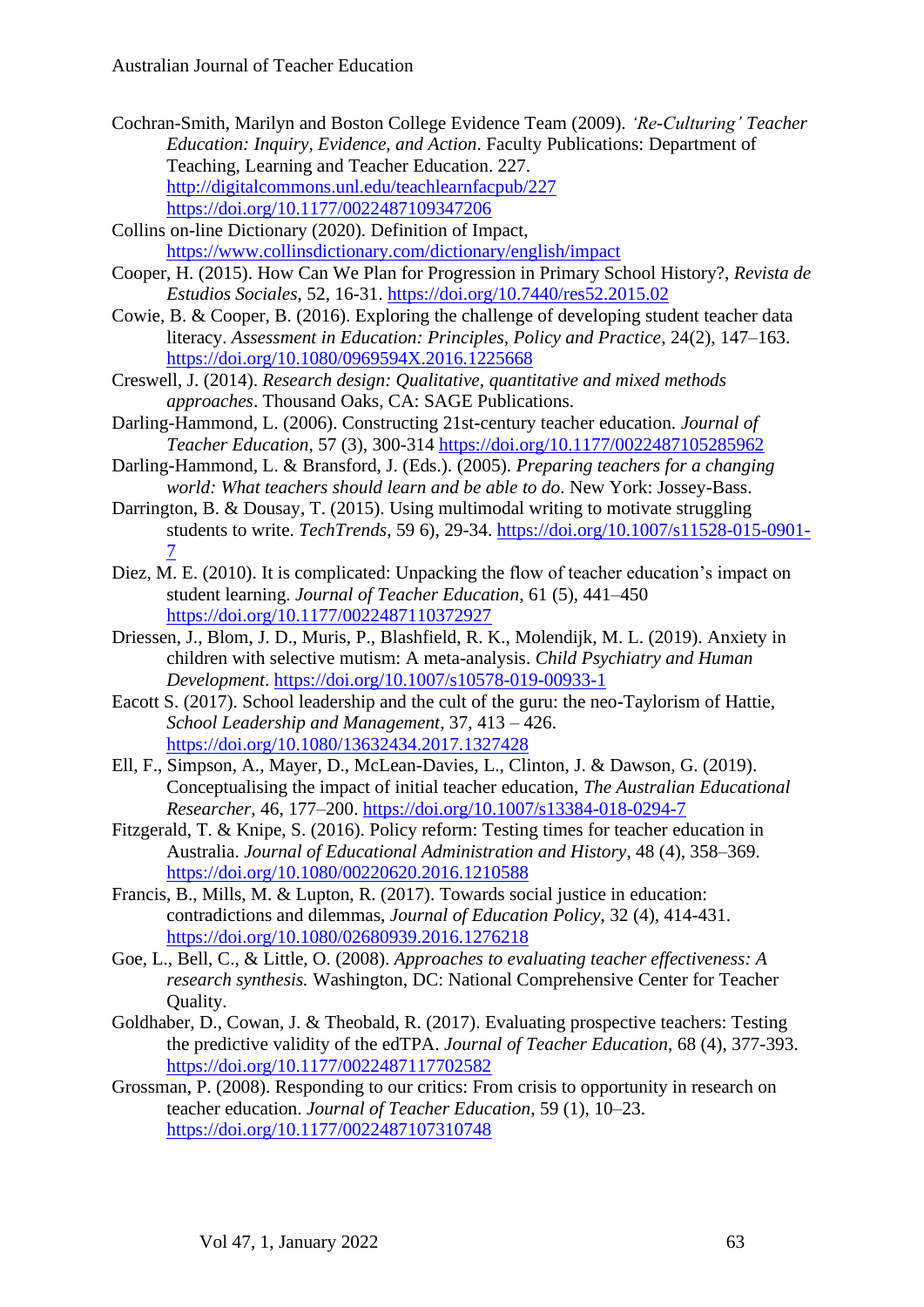Cochran-Smith, Marilyn and Boston College Evidence Team (2009). *'Re-Culturing' Teacher Education: Inquiry, Evidence, and Action*. Faculty Publications: Department of Teaching, Learning and Teacher Education. 227. http://digitalcommons.unl.edu/teachlearnfacpub/227 https://doi.org/10.1177/0022487109347206

Collins on-line Dictionary (2020). Definition of Impact, https://www.collinsdictionary.com/dictionary/english/impact

Cooper, H. (2015). How Can We Plan for Progression in Primary School History?, *Revista de Estudios Sociales*, 52, 16-31. https://doi.org/10.7440/res52.2015.02

Cowie, B. & Cooper, B. (2016). Exploring the challenge of developing student teacher data literacy. *Assessment in Education: Principles, Policy and Practice*, 24(2), 147–163. https://doi.org/10.1080/0969594X.2016.1225668

Creswell, J. (2014). *Research design: Qualitative, quantitative and mixed methods approaches*. Thousand Oaks, CA: SAGE Publications.

Darling-Hammond, L. (2006). Constructing 21st-century teacher education. *Journal of Teacher Education*, 57 (3), 300-314 https://doi.org/10.1177/0022487105285962

Darling-Hammond, L. & Bransford, J. (Eds.). (2005). *Preparing teachers for a changing world: What teachers should learn and be able to do*. New York: Jossey-Bass.

Darrington, B. & Dousay, T. (2015). Using multimodal writing to motivate struggling students to write. *TechTrends*, 59 6), 29-34. https://doi.org/10.1007/s11528-015-0901-7

Diez, M. E. (2010). It is complicated: Unpacking the flow of teacher education's impact on student learning. *Journal of Teacher Education*, 61 (5), 441–450 https://doi.org/10.1177/0022487110372927

Driessen, J., Blom, J. D., Muris, P., Blashfield, R. K., Molendijk, M. L. (2019). Anxiety in children with selective mutism: A meta-analysis. *Child Psychiatry and Human Development*. https://doi.org/10.1007/s10578-019-00933-1

Eacott S. (2017). School leadership and the cult of the guru: the neo-Taylorism of Hattie, *School Leadership and Management*, 37, 413 – 426. https://doi.org/10.1080/13632434.2017.1327428

Ell, F., Simpson, A., Mayer, D., McLean-Davies, L., Clinton, J. & Dawson, G. (2019). Conceptualising the impact of initial teacher education, *The Australian Educational Researcher*, 46, 177–200. https://doi.org/10.1007/s13384-018-0294-7

Fitzgerald, T. & Knipe, S. (2016). Policy reform: Testing times for teacher education in Australia. *Journal of Educational Administration and History*, 48 (4), 358–369. https://doi.org/10.1080/00220620.2016.1210588

Francis, B., Mills, M. & Lupton, R. (2017). Towards social justice in education: contradictions and dilemmas, *Journal of Education Policy*, 32 (4), 414-431. https://doi.org/10.1080/02680939.2016.1276218

Goe, L., Bell, C., & Little, O. (2008). *Approaches to evaluating teacher effectiveness: A research synthesis.* Washington, DC: National Comprehensive Center for Teacher Quality.

Goldhaber, D., Cowan, J. & Theobald, R. (2017). Evaluating prospective teachers: Testing the predictive validity of the edTPA. *Journal of Teacher Education*, 68 (4), 377-393. https://doi.org/10.1177/0022487117702582

Grossman, P. (2008). Responding to our critics: From crisis to opportunity in research on teacher education. *Journal of Teacher Education*, 59 (1), 10–23. https://doi.org/10.1177/0022487107310748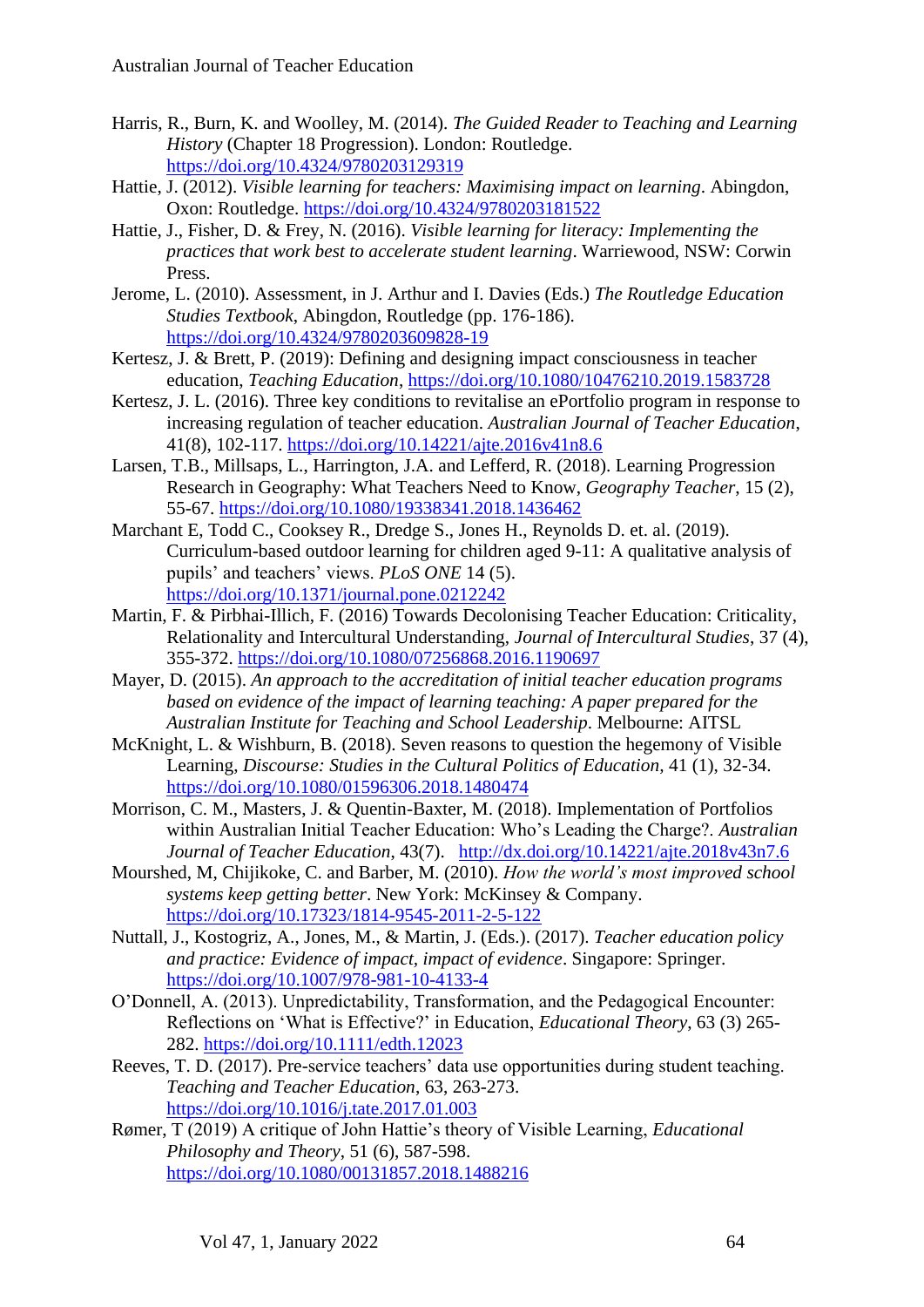Harris, R., Burn, K. and Woolley, M. (2014). *The Guided Reader to Teaching and Learning History* (Chapter 18 Progression). London: Routledge. https://doi.org/10.4324/9780203129319

Hattie, J. (2012). *Visible learning for teachers: Maximising impact on learning*. Abingdon, Oxon: Routledge. https://doi.org/10.4324/9780203181522

Hattie, J., Fisher, D. & Frey, N. (2016). *Visible learning for literacy: Implementing the practices that work best to accelerate student learning*. Warriewood, NSW: Corwin Press.

Jerome, L. (2010). Assessment, in J. Arthur and I. Davies (Eds.) *The Routledge Education Studies Textbook*, Abingdon, Routledge (pp. 176-186). https://doi.org/10.4324/9780203609828-19

Kertesz, J. & Brett, P. (2019): Defining and designing impact consciousness in teacher education, *Teaching Education*, https://doi.org/10.1080/10476210.2019.1583728

Kertesz, J. L. (2016). Three key conditions to revitalise an ePortfolio program in response to increasing regulation of teacher education. *Australian Journal of Teacher Education*, 41(8), 102-117. https://doi.org/10.14221/ajte.2016v41n8.6

Larsen, T.B., Millsaps, L., Harrington, J.A. and Lefferd, R. (2018). Learning Progression Research in Geography: What Teachers Need to Know, *Geography Teacher*, 15 (2), 55-67. https://doi.org/10.1080/19338341.2018.1436462

Marchant E, Todd C., Cooksey R., Dredge S., Jones H., Reynolds D. et. al. (2019). Curriculum-based outdoor learning for children aged 9-11: A qualitative analysis of pupils' and teachers' views. *PLoS ONE* 14 (5). https://doi.org/10.1371/journal.pone.0212242

Martin, F. & Pirbhai-Illich, F. (2016) Towards Decolonising Teacher Education: Criticality, Relationality and Intercultural Understanding, *Journal of Intercultural Studies*, 37 (4), 355-372. https://doi.org/10.1080/07256868.2016.1190697

Mayer, D. (2015). *An approach to the accreditation of initial teacher education programs based on evidence of the impact of learning teaching: A paper prepared for the Australian Institute for Teaching and School Leadership*. Melbourne: AITSL

McKnight, L. & Wishburn, B. (2018). Seven reasons to question the hegemony of Visible Learning, *Discourse: Studies in the Cultural Politics of Education,* 41 (1), 32-34. https://doi.org/10.1080/01596306.2018.1480474

Morrison, C. M., Masters, J. & Quentin-Baxter, M. (2018). Implementation of Portfolios within Australian Initial Teacher Education: Who's Leading the Charge?. *Australian Journal of Teacher Education*, 43(7). http://dx.doi.org/10.14221/ajte.2018v43n7.6

Mourshed, M, Chijikoke, C. and Barber, M. (2010). *How the world's most improved school systems keep getting better*. New York: McKinsey & Company. https://doi.org/10.17323/1814-9545-2011-2-5-122

Nuttall, J., Kostogriz, A., Jones, M., & Martin, J. (Eds.). (2017). *Teacher education policy and practice: Evidence of impact, impact of evidence*. Singapore: Springer. https://doi.org/10.1007/978-981-10-4133-4

O'Donnell, A. (2013). Unpredictability, Transformation, and the Pedagogical Encounter: Reflections on 'What is Effective?' in Education, *Educational Theory*, 63 (3) 265-282. https://doi.org/10.1111/edth.12023

Reeves, T. D. (2017). Pre-service teachers' data use opportunities during student teaching. *Teaching and Teacher Education*, 63, 263-273. https://doi.org/10.1016/j.tate.2017.01.003

Rømer, T (2019) A critique of John Hattie's theory of Visible Learning, *Educational Philosophy and Theory*, 51 (6), 587-598. https://doi.org/10.1080/00131857.2018.1488216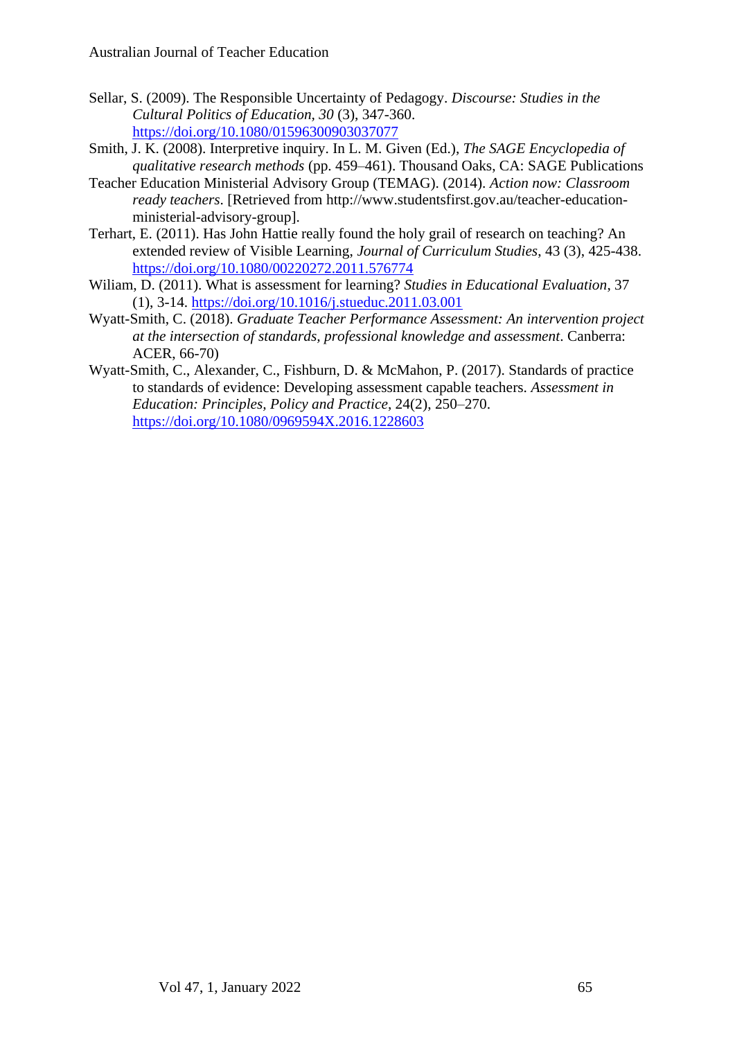Sellar, S. (2009). The Responsible Uncertainty of Pedagogy. *Discourse: Studies in the Cultural Politics of Education, 30* (3), 347-360. https://doi.org/10.1080/01596300903037077

Smith, J. K. (2008). Interpretive inquiry. In L. M. Given (Ed.), *The SAGE Encyclopedia of qualitative research methods* (pp. 459–461). Thousand Oaks, CA: SAGE Publications

Teacher Education Ministerial Advisory Group (TEMAG). (2014). *Action now: Classroom ready teachers*. [Retrieved from http://www.studentsfirst.gov.au/teacher-education-ministerial-advisory-group].

Terhart, E. (2011). Has John Hattie really found the holy grail of research on teaching? An extended review of Visible Learning, *Journal of Curriculum Studies*, 43 (3), 425-438. https://doi.org/10.1080/00220272.2011.576774

Wiliam, D. (2011). What is assessment for learning? *Studies in Educational Evaluation*, 37 (1), 3-14. https://doi.org/10.1016/j.stueduc.2011.03.001

Wyatt-Smith, C. (2018). *Graduate Teacher Performance Assessment: An intervention project at the intersection of standards, professional knowledge and assessment*. Canberra: ACER, 66-70)

Wyatt-Smith, C., Alexander, C., Fishburn, D. & McMahon, P. (2017). Standards of practice to standards of evidence: Developing assessment capable teachers. *Assessment in Education: Principles, Policy and Practice*, 24(2), 250–270. https://doi.org/10.1080/0969594X.2016.1228603